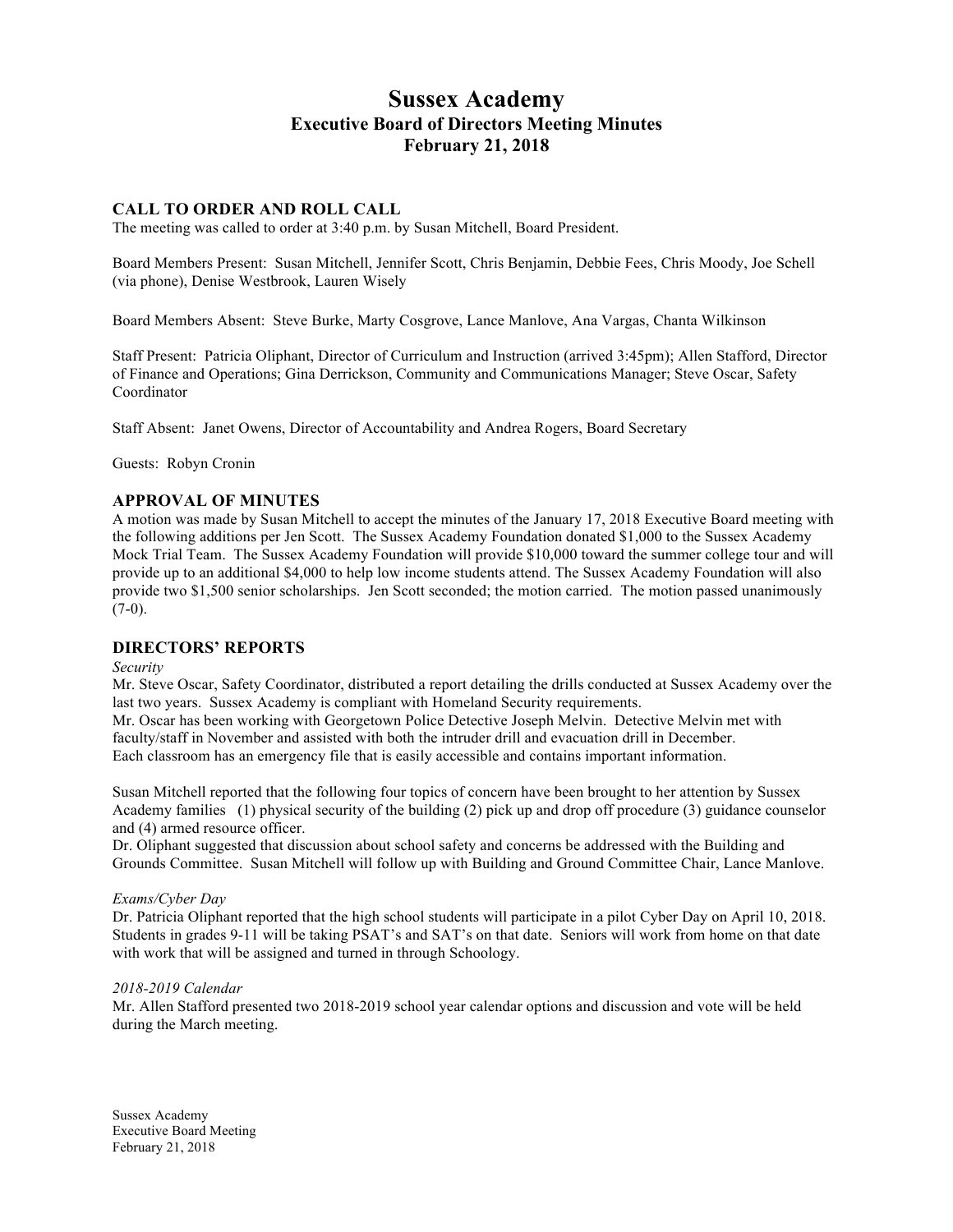# Sussex Academy
## Executive Board of Directors Meeting Minutes
## February 21, 2018

### CALL TO ORDER AND ROLL CALL

The meeting was called to order at 3:40 p.m. by Susan Mitchell, Board President.

Board Members Present: Susan Mitchell, Jennifer Scott, Chris Benjamin, Debbie Fees, Chris Moody, Joe Schell (via phone), Denise Westbrook, Lauren Wisely

Board Members Absent: Steve Burke, Marty Cosgrove, Lance Manlove, Ana Vargas, Chanta Wilkinson

Staff Present: Patricia Oliphant, Director of Curriculum and Instruction (arrived 3:45pm); Allen Stafford, Director of Finance and Operations; Gina Derrickson, Community and Communications Manager; Steve Oscar, Safety Coordinator

Staff Absent: Janet Owens, Director of Accountability and Andrea Rogers, Board Secretary

Guests: Robyn Cronin

### APPROVAL OF MINUTES

A motion was made by Susan Mitchell to accept the minutes of the January 17, 2018 Executive Board meeting with the following additions per Jen Scott. The Sussex Academy Foundation donated $1,000 to the Sussex Academy Mock Trial Team. The Sussex Academy Foundation will provide $10,000 toward the summer college tour and will provide up to an additional $4,000 to help low income students attend. The Sussex Academy Foundation will also provide two $1,500 senior scholarships. Jen Scott seconded; the motion carried. The motion passed unanimously (7-0).

### DIRECTORS' REPORTS

*Security*

Mr. Steve Oscar, Safety Coordinator, distributed a report detailing the drills conducted at Sussex Academy over the last two years. Sussex Academy is compliant with Homeland Security requirements.
Mr. Oscar has been working with Georgetown Police Detective Joseph Melvin. Detective Melvin met with faculty/staff in November and assisted with both the intruder drill and evacuation drill in December.
Each classroom has an emergency file that is easily accessible and contains important information.

Susan Mitchell reported that the following four topics of concern have been brought to her attention by Sussex Academy families (1) physical security of the building (2) pick up and drop off procedure (3) guidance counselor and (4) armed resource officer.
Dr. Oliphant suggested that discussion about school safety and concerns be addressed with the Building and Grounds Committee. Susan Mitchell will follow up with Building and Ground Committee Chair, Lance Manlove.

*Exams/Cyber Day*

Dr. Patricia Oliphant reported that the high school students will participate in a pilot Cyber Day on April 10, 2018. Students in grades 9-11 will be taking PSAT's and SAT's on that date. Seniors will work from home on that date with work that will be assigned and turned in through Schoology.

*2018-2019 Calendar*

Mr. Allen Stafford presented two 2018-2019 school year calendar options and discussion and vote will be held during the March meeting.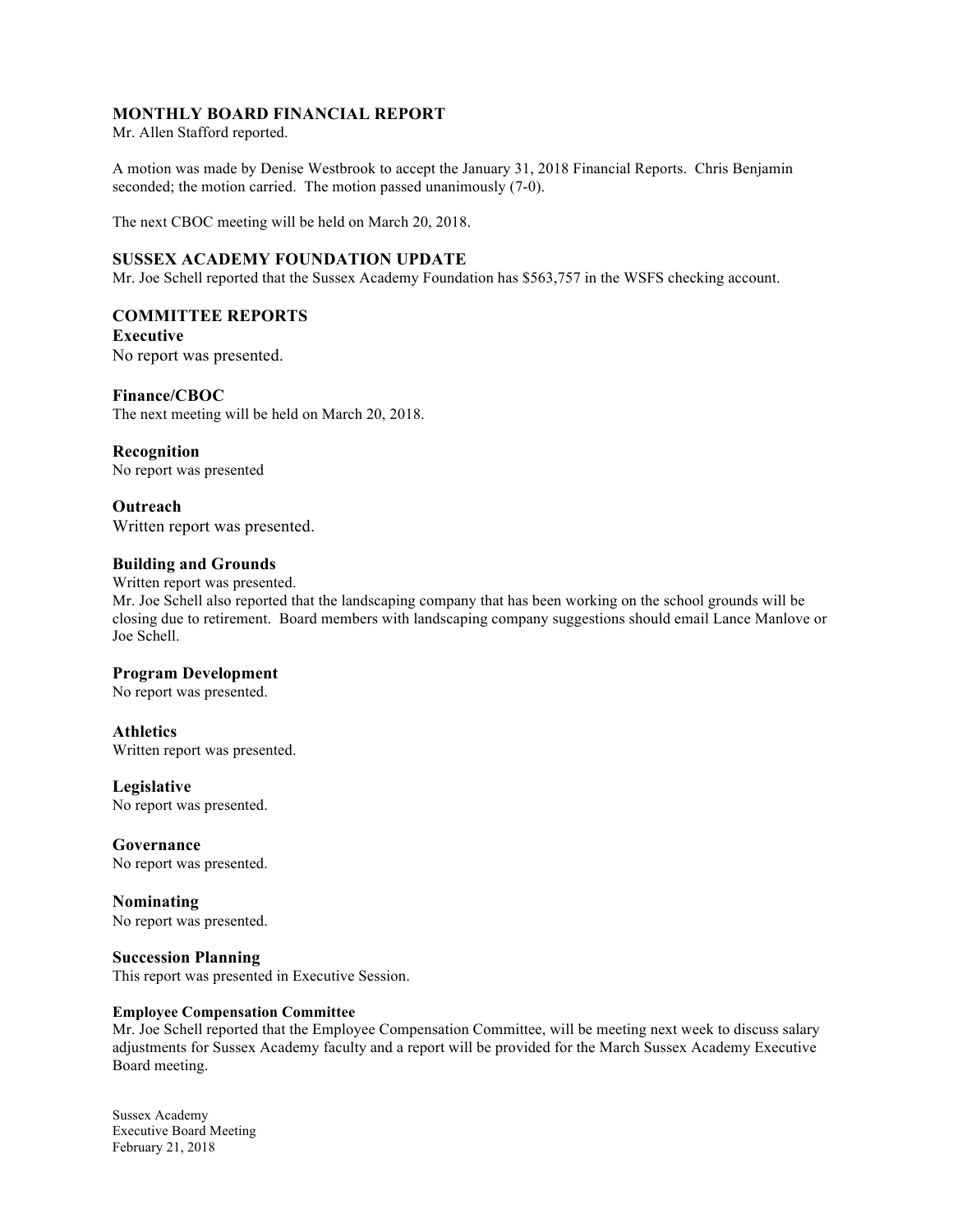## MONTHLY BOARD FINANCIAL REPORT

Mr. Allen Stafford reported.

A motion was made by Denise Westbrook to accept the January 31, 2018 Financial Reports. Chris Benjamin seconded; the motion carried. The motion passed unanimously (7-0).

The next CBOC meeting will be held on March 20, 2018.

## SUSSEX ACADEMY FOUNDATION UPDATE

Mr. Joe Schell reported that the Sussex Academy Foundation has $563,757 in the WSFS checking account.

## COMMITTEE REPORTS

### Executive

No report was presented.

### Finance/CBOC

The next meeting will be held on March 20, 2018.

### Recognition

No report was presented

### Outreach

Written report was presented.

### Building and Grounds

Written report was presented.
Mr. Joe Schell also reported that the landscaping company that has been working on the school grounds will be closing due to retirement. Board members with landscaping company suggestions should email Lance Manlove or Joe Schell.

### Program Development

No report was presented.

### Athletics

Written report was presented.

### Legislative

No report was presented.

### Governance

No report was presented.

### Nominating

No report was presented.

### Succession Planning

This report was presented in Executive Session.

#### Employee Compensation Committee

Mr. Joe Schell reported that the Employee Compensation Committee, will be meeting next week to discuss salary adjustments for Sussex Academy faculty and a report will be provided for the March Sussex Academy Executive Board meeting.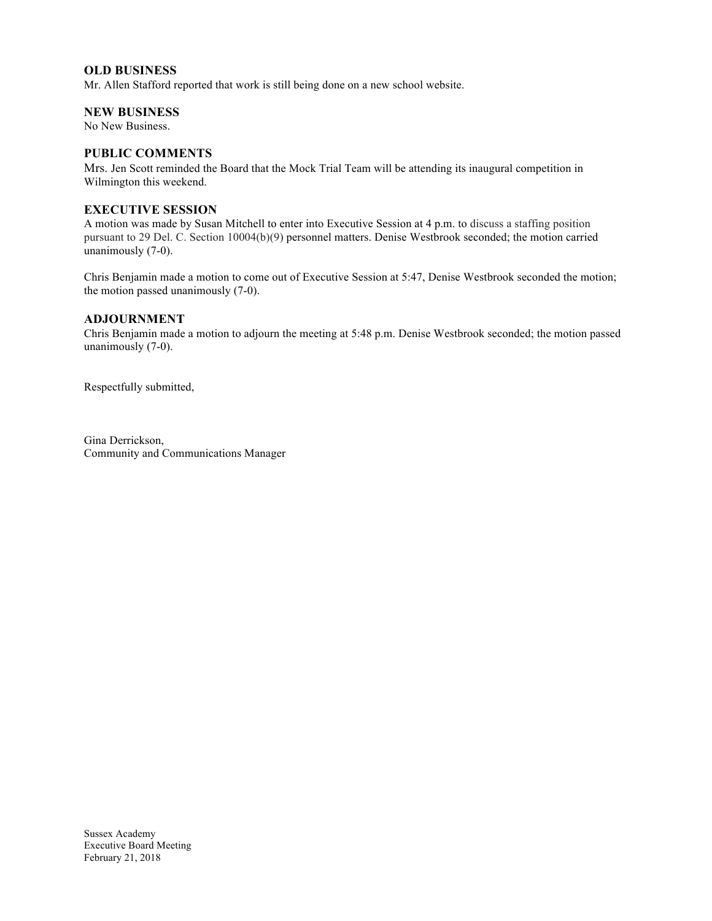## OLD BUSINESS

Mr. Allen Stafford reported that work is still being done on a new school website.

## NEW BUSINESS

No New Business.

## PUBLIC COMMENTS

Mrs. Jen Scott reminded the Board that the Mock Trial Team will be attending its inaugural competition in Wilmington this weekend.

## EXECUTIVE SESSION

A motion was made by Susan Mitchell to enter into Executive Session at 4 p.m. to discuss a staffing position pursuant to 29 Del. C. Section 10004(b)(9) personnel matters. Denise Westbrook seconded; the motion carried unanimously (7-0).

Chris Benjamin made a motion to come out of Executive Session at 5:47, Denise Westbrook seconded the motion; the motion passed unanimously (7-0).

## ADJOURNMENT

Chris Benjamin made a motion to adjourn the meeting at 5:48 p.m. Denise Westbrook seconded; the motion passed unanimously (7-0).

Respectfully submitted,

Gina Derrickson,
Community and Communications Manager